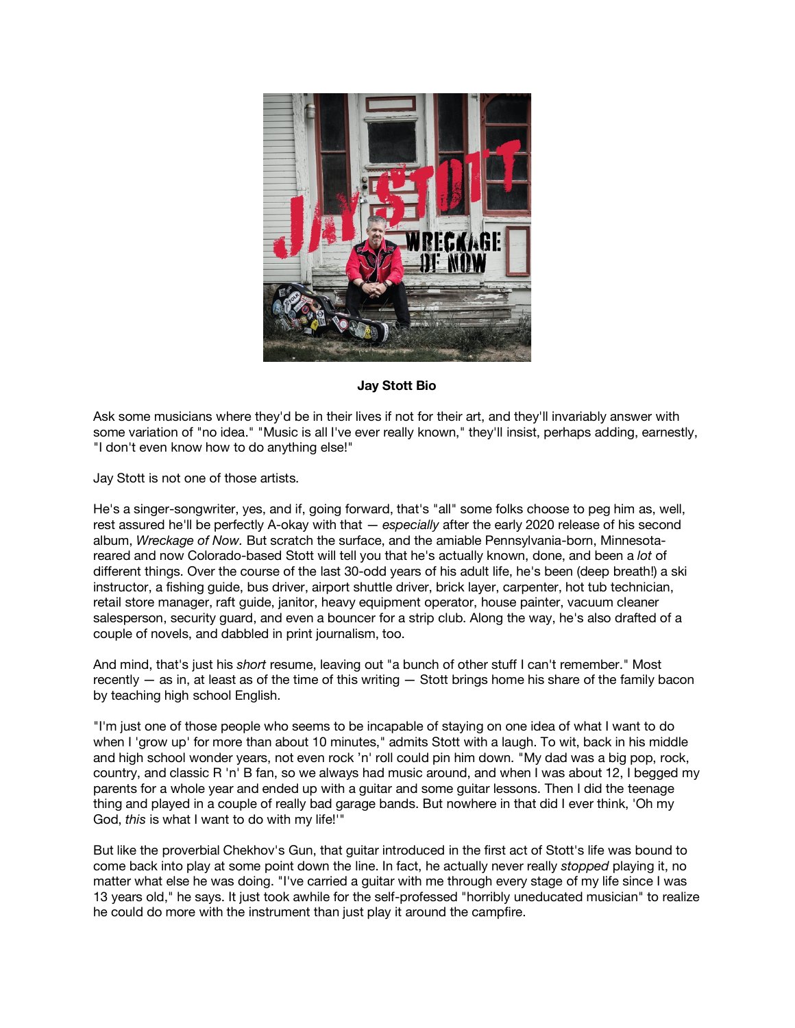**Jay Stott Bio**

Ask some musicians where they'd be in their lives if not for their art, and they'll invariably answer with some variation of "no idea." "Music is all I've ever really known," they'll insist, perhaps adding, earnestly, "I don't even know how to do anything else!"

Jay Stott is not one of those artists.

He's a singer-songwriter, yes, and if, going forward, that's "all" some folks choose to peg him as, well, rest assured he'll be perfectly A-okay with that — *especially* after the early 2020 release of his second album, *Wreckage of Now.* But scratch the surface, and the amiable Pennsylvania-born, Minnesota-reared and now Colorado-based Stott will tell you that he's actually known, done, and been a *lot* of different things. Over the course of the last 30-odd years of his adult life, he's been (deep breath!) a ski instructor, a fishing guide, bus driver, airport shuttle driver, brick layer, carpenter, hot tub technician, retail store manager, raft guide, janitor, heavy equipment operator, house painter, vacuum cleaner salesperson, security guard, and even a bouncer for a strip club. Along the way, he's also drafted of a couple of novels, and dabbled in print journalism, too.

And mind, that's just his *short* resume, leaving out "a bunch of other stuff I can't remember." Most recently — as in, at least as of the time of this writing — Stott brings home his share of the family bacon by teaching high school English.

"I'm just one of those people who seems to be incapable of staying on one idea of what I want to do when I 'grow up' for more than about 10 minutes," admits Stott with a laugh. To wit, back in his middle and high school wonder years, not even rock 'n' roll could pin him down. "My dad was a big pop, rock, country, and classic R 'n' B fan, so we always had music around, and when I was about 12, I begged my parents for a whole year and ended up with a guitar and some guitar lessons. Then I did the teenage thing and played in a couple of really bad garage bands. But nowhere in that did I ever think, 'Oh my God, *this* is what I want to do with my life!'"

But like the proverbial Chekhov's Gun, that guitar introduced in the first act of Stott's life was bound to come back into play at some point down the line. In fact, he actually never really *stopped* playing it, no matter what else he was doing. "I've carried a guitar with me through every stage of my life since I was 13 years old," he says. It just took awhile for the self-professed "horribly uneducated musician" to realize he could do more with the instrument than just play it around the campfire.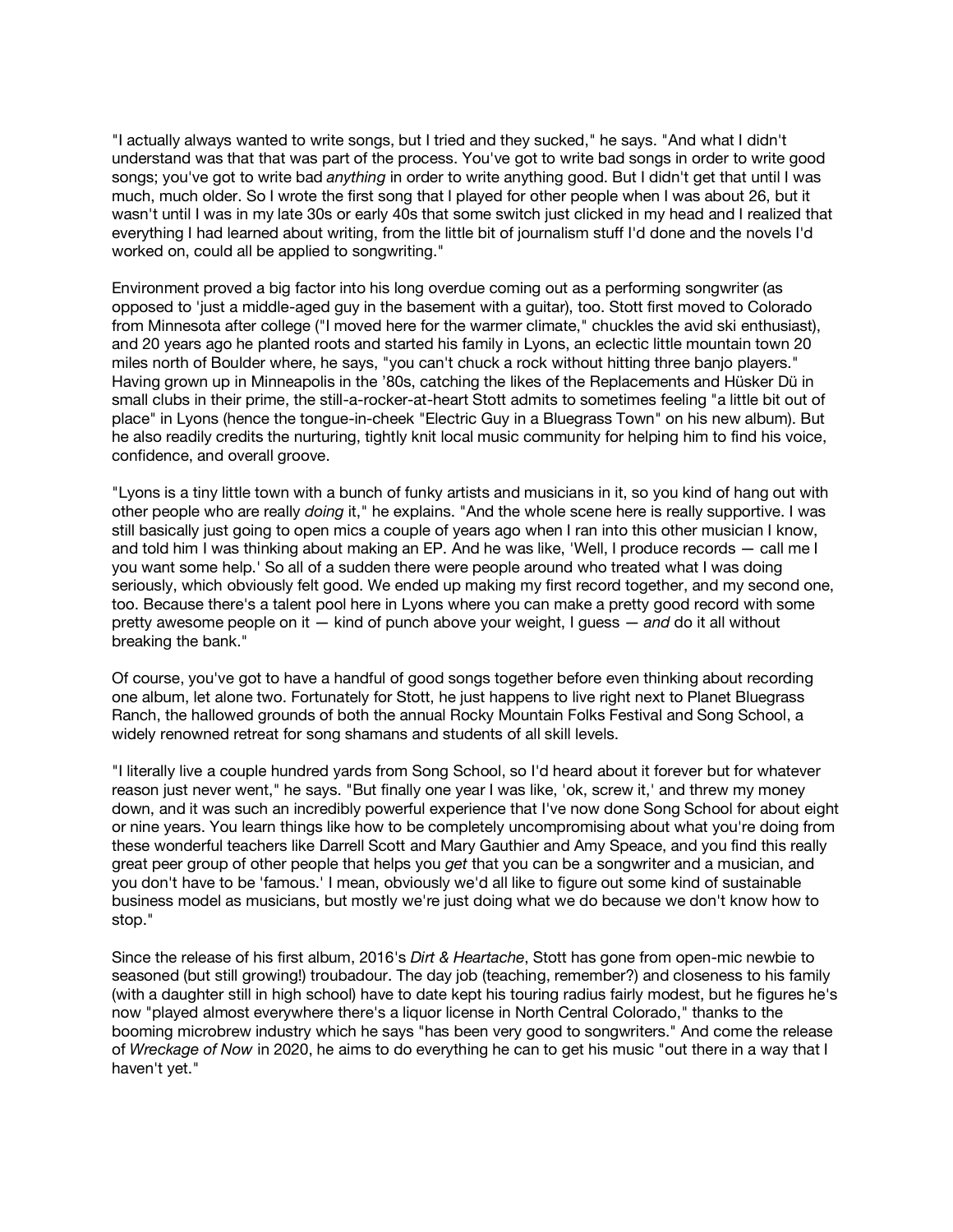"I actually always wanted to write songs, but I tried and they sucked," he says. "And what I didn't understand was that that was part of the process. You've got to write bad songs in order to write good songs; you've got to write bad *anything* in order to write anything good. But I didn't get that until I was much, much older. So I wrote the first song that I played for other people when I was about 26, but it wasn't until I was in my late 30s or early 40s that some switch just clicked in my head and I realized that everything I had learned about writing, from the little bit of journalism stuff I'd done and the novels I'd worked on, could all be applied to songwriting."

Environment proved a big factor into his long overdue coming out as a performing songwriter (as opposed to 'just a middle-aged guy in the basement with a guitar), too. Stott first moved to Colorado from Minnesota after college ("I moved here for the warmer climate," chuckles the avid ski enthusiast), and 20 years ago he planted roots and started his family in Lyons, an eclectic little mountain town 20 miles north of Boulder where, he says, "you can't chuck a rock without hitting three banjo players." Having grown up in Minneapolis in the '80s, catching the likes of the Replacements and Hüsker Dü in small clubs in their prime, the still-a-rocker-at-heart Stott admits to sometimes feeling "a little bit out of place" in Lyons (hence the tongue-in-cheek "Electric Guy in a Bluegrass Town" on his new album). But he also readily credits the nurturing, tightly knit local music community for helping him to find his voice, confidence, and overall groove.

"Lyons is a tiny little town with a bunch of funky artists and musicians in it, so you kind of hang out with other people who are really *doing* it," he explains. "And the whole scene here is really supportive. I was still basically just going to open mics a couple of years ago when I ran into this other musician I know, and told him I was thinking about making an EP. And he was like, 'Well, I produce records — call me I you want some help.' So all of a sudden there were people around who treated what I was doing seriously, which obviously felt good. We ended up making my first record together, and my second one, too. Because there's a talent pool here in Lyons where you can make a pretty good record with some pretty awesome people on it — kind of punch above your weight, I guess — *and* do it all without breaking the bank."

Of course, you've got to have a handful of good songs together before even thinking about recording one album, let alone two. Fortunately for Stott, he just happens to live right next to Planet Bluegrass Ranch, the hallowed grounds of both the annual Rocky Mountain Folks Festival and Song School, a widely renowned retreat for song shamans and students of all skill levels.

"I literally live a couple hundred yards from Song School, so I'd heard about it forever but for whatever reason just never went," he says. "But finally one year I was like, 'ok, screw it,' and threw my money down, and it was such an incredibly powerful experience that I've now done Song School for about eight or nine years. You learn things like how to be completely uncompromising about what you're doing from these wonderful teachers like Darrell Scott and Mary Gauthier and Amy Speace, and you find this really great peer group of other people that helps you *get* that you can be a songwriter and a musician, and you don't have to be 'famous.' I mean, obviously we'd all like to figure out some kind of sustainable business model as musicians, but mostly we're just doing what we do because we don't know how to stop."

Since the release of his first album, 2016's *Dirt & Heartache*, Stott has gone from open-mic newbie to seasoned (but still growing!) troubadour. The day job (teaching, remember?) and closeness to his family (with a daughter still in high school) have to date kept his touring radius fairly modest, but he figures he's now "played almost everywhere there's a liquor license in North Central Colorado," thanks to the booming microbrew industry which he says "has been very good to songwriters." And come the release of *Wreckage of Now* in 2020, he aims to do everything he can to get his music "out there in a way that I haven't yet."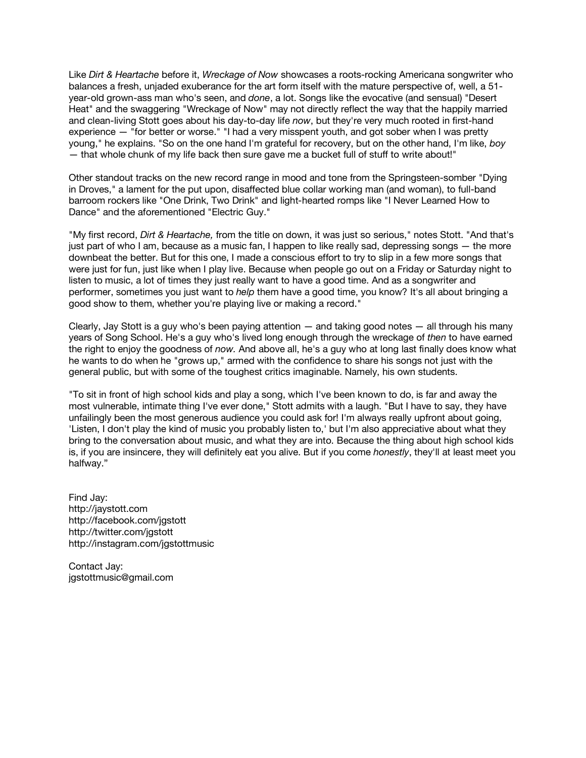Like *Dirt & Heartache* before it, *Wreckage of Now* showcases a roots-rocking Americana songwriter who balances a fresh, unjaded exuberance for the art form itself with the mature perspective of, well, a 51-year-old grown-ass man who's seen, and *done*, a lot. Songs like the evocative (and sensual) "Desert Heat" and the swaggering "Wreckage of Now" may not directly reflect the way that the happily married and clean-living Stott goes about his day-to-day life *now*, but they're very much rooted in first-hand experience — "for better or worse." "I had a very misspent youth, and got sober when I was pretty young," he explains. "So on the one hand I'm grateful for recovery, but on the other hand, I'm like, *boy* — that whole chunk of my life back then sure gave me a bucket full of stuff to write about!"

Other standout tracks on the new record range in mood and tone from the Springsteen-somber "Dying in Droves," a lament for the put upon, disaffected blue collar working man (and woman), to full-band barroom rockers like "One Drink, Two Drink" and light-hearted romps like "I Never Learned How to Dance" and the aforementioned "Electric Guy."

"My first record, *Dirt & Heartache,* from the title on down, it was just so serious," notes Stott. "And that's just part of who I am, because as a music fan, I happen to like really sad, depressing songs — the more downbeat the better. But for this one, I made a conscious effort to try to slip in a few more songs that were just for fun, just like when I play live. Because when people go out on a Friday or Saturday night to listen to music, a lot of times they just really want to have a good time. And as a songwriter and performer, sometimes you just want to *help* them have a good time, you know? It's all about bringing a good show to them, whether you're playing live or making a record."

Clearly, Jay Stott is a guy who's been paying attention — and taking good notes — all through his many years of Song School. He's a guy who's lived long enough through the wreckage of *then* to have earned the right to enjoy the goodness of *now.* And above all, he's a guy who at long last finally does know what he wants to do when he "grows up," armed with the confidence to share his songs not just with the general public, but with some of the toughest critics imaginable. Namely, his own students.

"To sit in front of high school kids and play a song, which I've been known to do, is far and away the most vulnerable, intimate thing I've ever done," Stott admits with a laugh. "But I have to say, they have unfailingly been the most generous audience you could ask for! I'm always really upfront about going, 'Listen, I don't play the kind of music you probably listen to,' but I'm also appreciative about what they bring to the conversation about music, and what they are into. Because the thing about high school kids is, if you are insincere, they will definitely eat you alive. But if you come *honestly*, they'll at least meet you halfway."

Find Jay:
http://jaystott.com
http://facebook.com/jgstott
http://twitter.com/jgstott
http://instagram.com/jgstottmusic

Contact Jay:
jgstottmusic@gmail.com